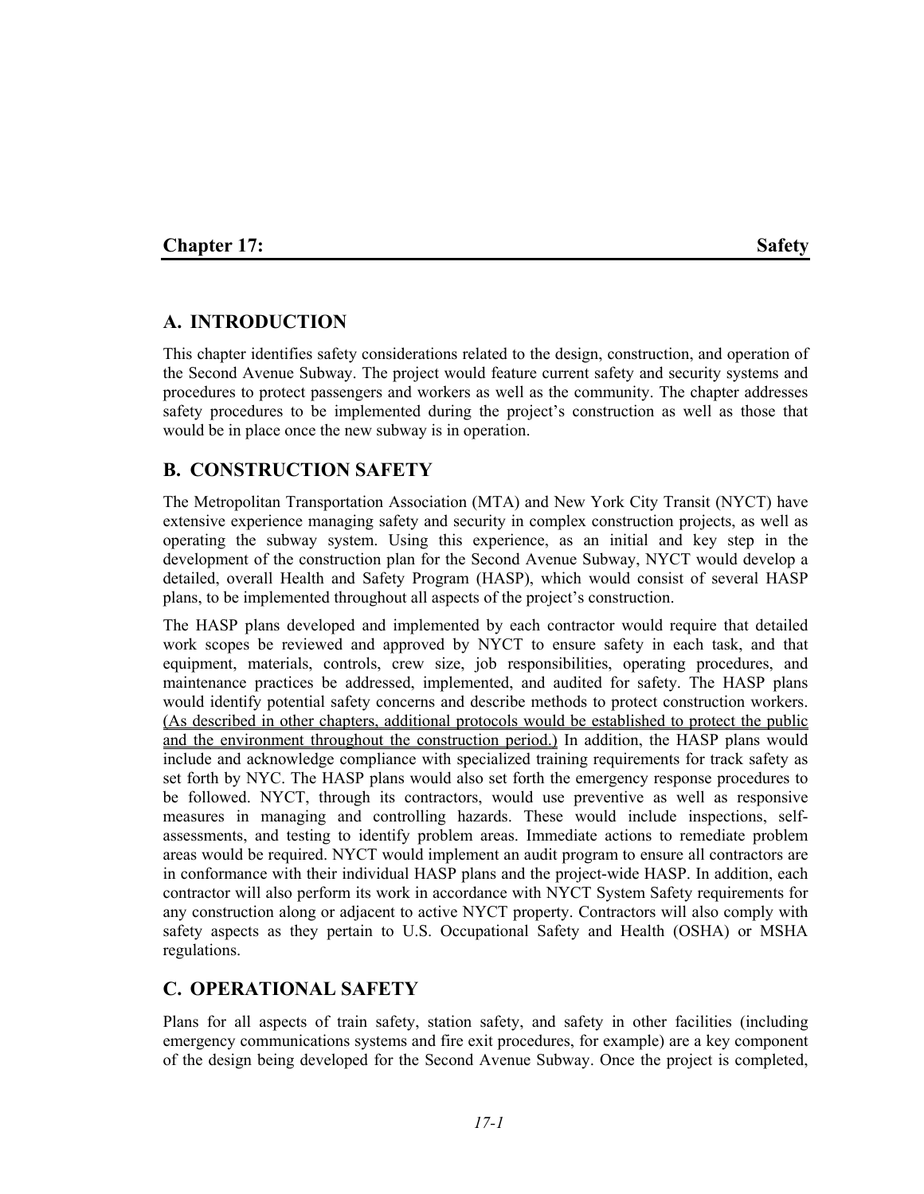# Chapter 17: Safety

## A. INTRODUCTION

This chapter identifies safety considerations related to the design, construction, and operation of the Second Avenue Subway. The project would feature current safety and security systems and procedures to protect passengers and workers as well as the community. The chapter addresses safety procedures to be implemented during the project's construction as well as those that would be in place once the new subway is in operation.

## B. CONSTRUCTION SAFETY

The Metropolitan Transportation Association (MTA) and New York City Transit (NYCT) have extensive experience managing safety and security in complex construction projects, as well as operating the subway system. Using this experience, as an initial and key step in the development of the construction plan for the Second Avenue Subway, NYCT would develop a detailed, overall Health and Safety Program (HASP), which would consist of several HASP plans, to be implemented throughout all aspects of the project's construction.

The HASP plans developed and implemented by each contractor would require that detailed work scopes be reviewed and approved by NYCT to ensure safety in each task, and that equipment, materials, controls, crew size, job responsibilities, operating procedures, and maintenance practices be addressed, implemented, and audited for safety. The HASP plans would identify potential safety concerns and describe methods to protect construction workers. <u>(As described in other chapters, additional protocols would be established to protect the public and the environment throughout the construction period.)</u> In addition, the HASP plans would include and acknowledge compliance with specialized training requirements for track safety as set forth by NYC. The HASP plans would also set forth the emergency response procedures to be followed. NYCT, through its contractors, would use preventive as well as responsive measures in managing and controlling hazards. These would include inspections, self-assessments, and testing to identify problem areas. Immediate actions to remediate problem areas would be required. NYCT would implement an audit program to ensure all contractors are in conformance with their individual HASP plans and the project-wide HASP. In addition, each contractor will also perform its work in accordance with NYCT System Safety requirements for any construction along or adjacent to active NYCT property. Contractors will also comply with safety aspects as they pertain to U.S. Occupational Safety and Health (OSHA) or MSHA regulations.

## C. OPERATIONAL SAFETY

Plans for all aspects of train safety, station safety, and safety in other facilities (including emergency communications systems and fire exit procedures, for example) are a key component of the design being developed for the Second Avenue Subway. Once the project is completed,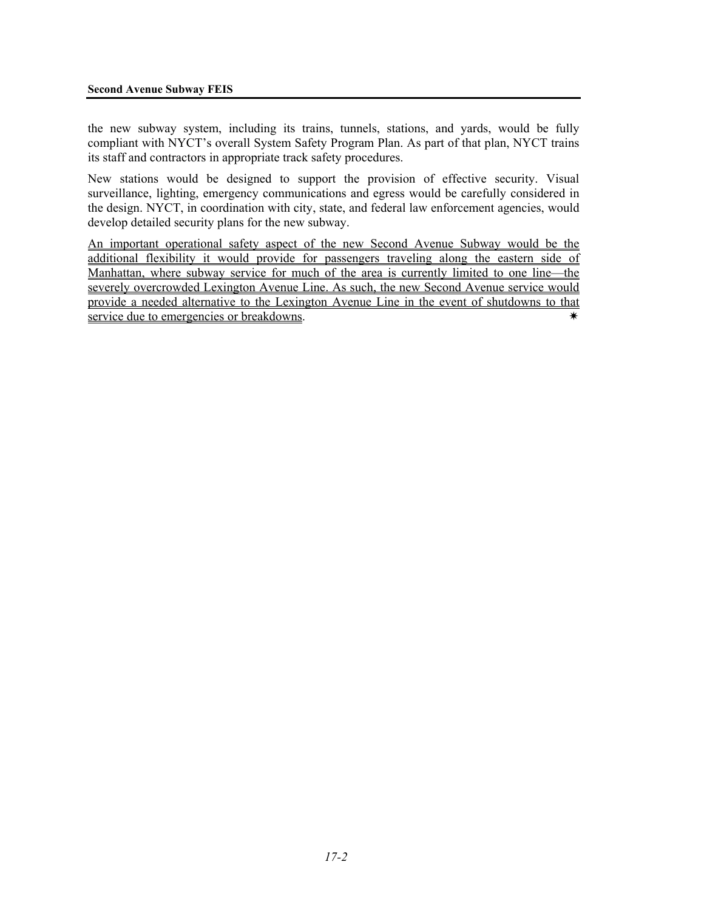the new subway system, including its trains, tunnels, stations, and yards, would be fully compliant with NYCT's overall System Safety Program Plan. As part of that plan, NYCT trains its staff and contractors in appropriate track safety procedures.

New stations would be designed to support the provision of effective security. Visual surveillance, lighting, emergency communications and egress would be carefully considered in the design. NYCT, in coordination with city, state, and federal law enforcement agencies, would develop detailed security plans for the new subway.

An important operational safety aspect of the new Second Avenue Subway would be the additional flexibility it would provide for passengers traveling along the eastern side of Manhattan, where subway service for much of the area is currently limited to one line—the severely overcrowded Lexington Avenue Line. As such, the new Second Avenue service would provide a needed alternative to the Lexington Avenue Line in the event of shutdowns to that service due to emergencies or breakdowns. ✷